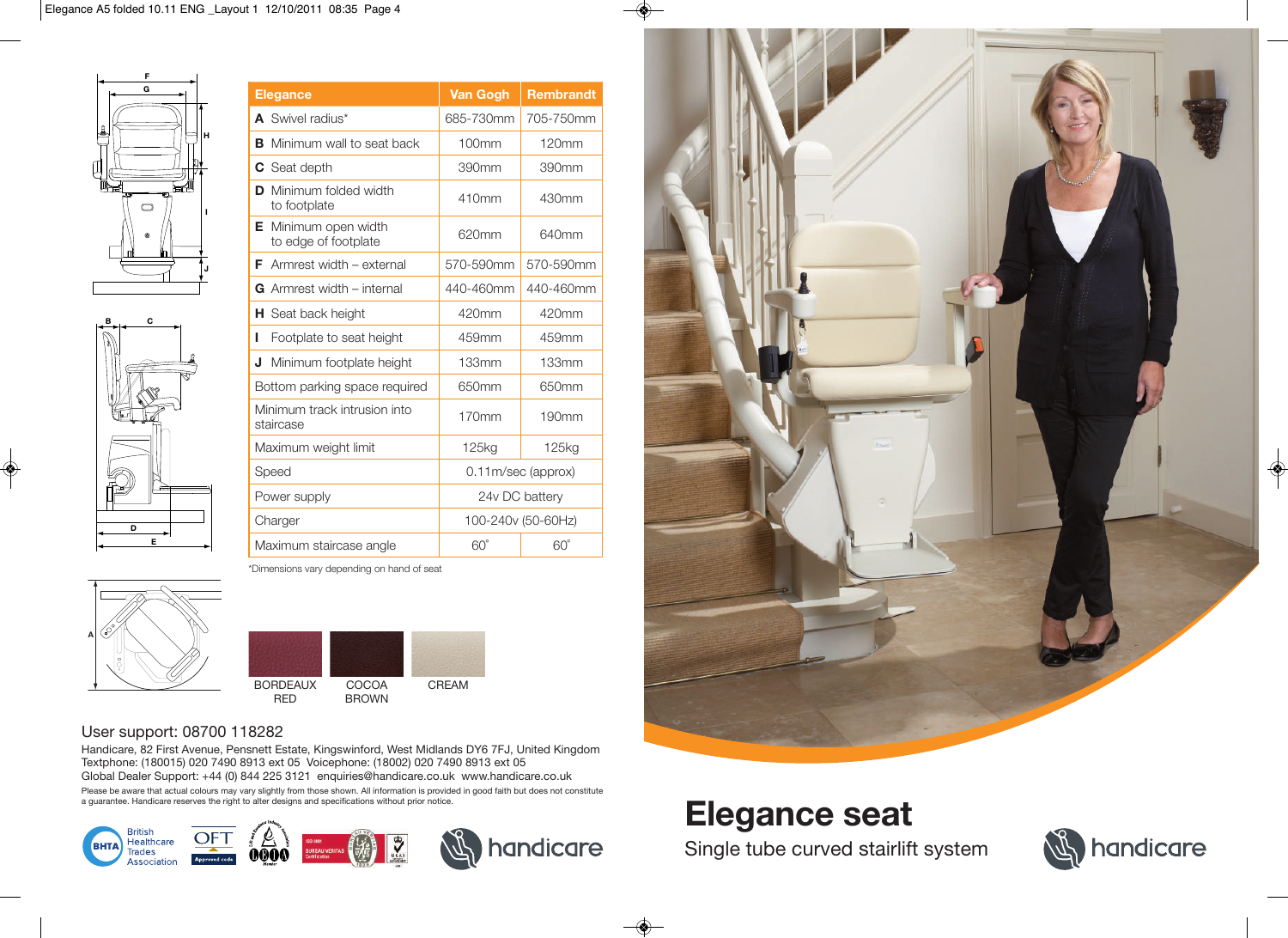| Elegance | Van Gogh | Rembrandt |
| --- | --- | --- |
| **A** Swivel radius* | 685-730mm | 705-750mm |
| **B** Minimum wall to seat back | 100mm | 120mm |
| **C** Seat depth | 390mm | 390mm |
| **D** Minimum folded width to footplate | 410mm | 430mm |
| **E** Minimum open width to edge of footplate | 620mm | 640mm |
| **F** Armrest width – external | 570-590mm | 570-590mm |
| **G** Armrest width – internal | 440-460mm | 440-460mm |
| **H** Seat back height | 420mm | 420mm |
| **I** Footplate to seat height | 459mm | 459mm |
| **J** Minimum footplate height | 133mm | 133mm |
| Bottom parking space required | 650mm | 650mm |
| Minimum track intrusion into staircase | 170mm | 190mm |
| Maximum weight limit | 125kg | 125kg |
| Speed | 0.11m/sec (approx) | |
| Power supply | 24v DC battery | |
| Charger | 100-240v (50-60Hz) | |
| Maximum staircase angle | 60˚ | 60˚ |

*Dimensions vary depending on hand of seat

BORDEAUX RED | COCOA BROWN | CREAM

User support: 08700 118282

Handicare, 82 First Avenue, Pensnett Estate, Kingswinford, West Midlands DY6 7FJ, United Kingdom
Textphone: (180015) 020 7490 8913 ext 05 Voicephone: (18002) 020 7490 8913 ext 05
Global Dealer Support: +44 (0) 844 225 3121 enquiries@handicare.co.uk www.handicare.co.uk

Please be aware that actual colours may vary slightly from those shown. All information is provided in good faith but does not constitute a guarantee. Handicare reserves the right to alter designs and specifications without prior notice.

British Healthcare Trades Association

handicare

# Elegance seat

Single tube curved stairlift system

handicare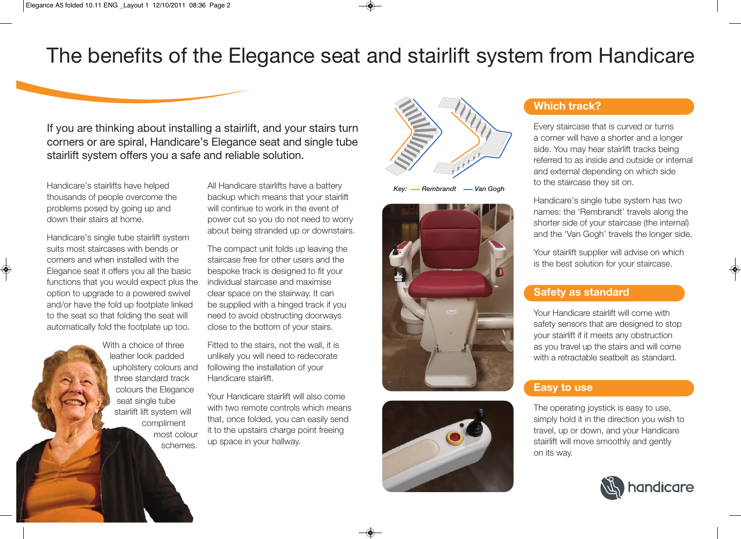# The benefits of the Elegance seat and stairlift system from Handicare

If you are thinking about installing a stairlift, and your stairs turn corners or are spiral, Handicare's Elegance seat and single tube stairlift system offers you a safe and reliable solution.

Handicare's stairlifts have helped thousands of people overcome the problems posed by going up and down their stairs at home.

Handicare's single tube stairlift system suits most staircases with bends or corners and when installed with the Elegance seat it offers you all the basic functions that you would expect plus the option to upgrade to a powered swivel and/or have the fold up footplate linked to the seat so that folding the seat will automatically fold the footplate up too.

With a choice of three leather look padded upholstery colours and three standard track colours the Elegance seat single tube stairlift lift system will compliment most colour schemes.

All Handicare stairlifts have a battery backup which means that your stairlift will continue to work in the event of power cut so you do not need to worry about being stranded up or downstairs.

The compact unit folds up leaving the staircase free for other users and the bespoke track is designed to fit your individual staircase and maximise clear space on the stairway. It can be supplied with a hinged track if you need to avoid obstructing doorways close to the bottom of your stairs.

Fitted to the stairs, not the wall, it is unlikely you will need to redecorate following the installation of your Handicare stairlift.

Your Handicare stairlift will also come with two remote controls which means that, once folded, you can easily send it to the upstairs charge point freeing up space in your hallway.

*Key:* — *Rembrandt* — *Van Gogh*

## Which track?

Every staircase that is curved or turns a corner will have a shorter and a longer side. You may hear stairlift tracks being referred to as inside and outside or internal and external depending on which side to the staircase they sit on.

Handicare's single tube system has two names: the 'Rembrandt' travels along the shorter side of your staircase (the internal) and the 'Van Gogh' travels the longer side.

Your stairlift supplier will advise on which is the best solution for your staircase.

## Safety as standard

Your Handicare stairlift will come with safety sensors that are designed to stop your stairlift if it meets any obstruction as you travel up the stairs and will come with a retractable seatbelt as standard.

## Easy to use

The operating joystick is easy to use, simply hold it in the direction you wish to travel, up or down, and your Handicare stairlift will move smoothly and gently on its way.

handicare